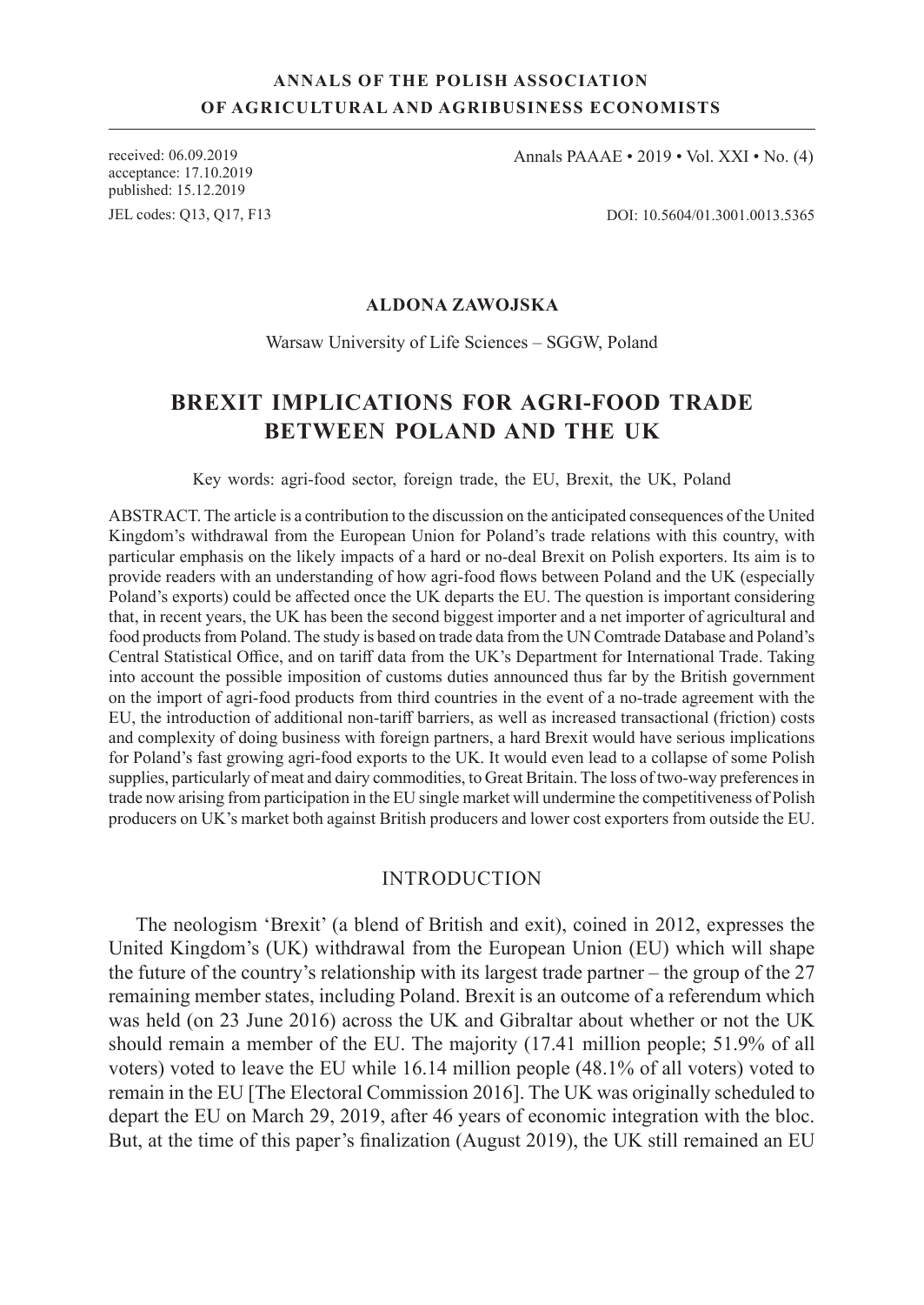**ANNALS OF THE POLISH ASSOCIATION OF AGRICULTURAL AND AGRIBUSINESS ECONOMISTS**

received: 06.09.2019
acceptance: 17.10.2019
published: 15.12.2019
JEL codes: Q13, Q17, F13

Annals PAAAE • 2019 • Vol. XXI • No. (4)

DOI: 10.5604/01.3001.0013.5365

**ALDONA ZAWOJSKA**

Warsaw University of Life Sciences – SGGW, Poland

# BREXIT IMPLICATIONS FOR AGRI-FOOD TRADE BETWEEN POLAND AND THE UK

Key words: agri-food sector, foreign trade, the EU, Brexit, the UK, Poland

ABSTRACT. The article is a contribution to the discussion on the anticipated consequences of the United Kingdom's withdrawal from the European Union for Poland's trade relations with this country, with particular emphasis on the likely impacts of a hard or no-deal Brexit on Polish exporters. Its aim is to provide readers with an understanding of how agri-food flows between Poland and the UK (especially Poland's exports) could be affected once the UK departs the EU. The question is important considering that, in recent years, the UK has been the second biggest importer and a net importer of agricultural and food products from Poland. The study is based on trade data from the UN Comtrade Database and Poland's Central Statistical Office, and on tariff data from the UK's Department for International Trade. Taking into account the possible imposition of customs duties announced thus far by the British government on the import of agri-food products from third countries in the event of a no-trade agreement with the EU, the introduction of additional non-tariff barriers, as well as increased transactional (friction) costs and complexity of doing business with foreign partners, a hard Brexit would have serious implications for Poland's fast growing agri-food exports to the UK. It would even lead to a collapse of some Polish supplies, particularly of meat and dairy commodities, to Great Britain. The loss of two-way preferences in trade now arising from participation in the EU single market will undermine the competitiveness of Polish producers on UK's market both against British producers and lower cost exporters from outside the EU.

## INTRODUCTION

The neologism 'Brexit' (a blend of British and exit), coined in 2012, expresses the United Kingdom's (UK) withdrawal from the European Union (EU) which will shape the future of the country's relationship with its largest trade partner – the group of the 27 remaining member states, including Poland. Brexit is an outcome of a referendum which was held (on 23 June 2016) across the UK and Gibraltar about whether or not the UK should remain a member of the EU. The majority (17.41 million people; 51.9% of all voters) voted to leave the EU while 16.14 million people (48.1% of all voters) voted to remain in the EU [The Electoral Commission 2016]. The UK was originally scheduled to depart the EU on March 29, 2019, after 46 years of economic integration with the bloc. But, at the time of this paper's finalization (August 2019), the UK still remained an EU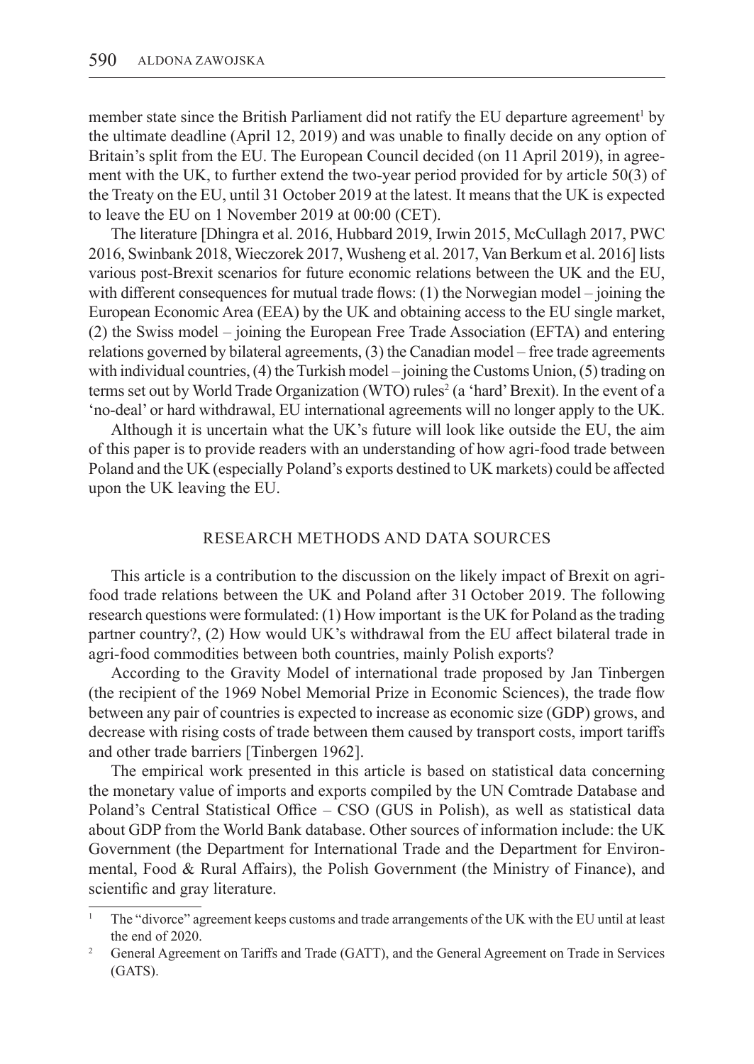member state since the British Parliament did not ratify the EU departure agreement[1] by the ultimate deadline (April 12, 2019) and was unable to finally decide on any option of Britain's split from the EU. The European Council decided (on 11 April 2019), in agreement with the UK, to further extend the two-year period provided for by article 50(3) of the Treaty on the EU, until 31 October 2019 at the latest. It means that the UK is expected to leave the EU on 1 November 2019 at 00:00 (CET).

The literature [Dhingra et al. 2016, Hubbard 2019, Irwin 2015, McCullagh 2017, PWC 2016, Swinbank 2018, Wieczorek 2017, Wusheng et al. 2017, Van Berkum et al. 2016] lists various post-Brexit scenarios for future economic relations between the UK and the EU, with different consequences for mutual trade flows: (1) the Norwegian model – joining the European Economic Area (EEA) by the UK and obtaining access to the EU single market, (2) the Swiss model – joining the European Free Trade Association (EFTA) and entering relations governed by bilateral agreements, (3) the Canadian model – free trade agreements with individual countries, (4) the Turkish model – joining the Customs Union, (5) trading on terms set out by World Trade Organization (WTO) rules[2] (a 'hard' Brexit). In the event of a 'no-deal' or hard withdrawal, EU international agreements will no longer apply to the UK.

Although it is uncertain what the UK's future will look like outside the EU, the aim of this paper is to provide readers with an understanding of how agri-food trade between Poland and the UK (especially Poland's exports destined to UK markets) could be affected upon the UK leaving the EU.

## RESEARCH METHODS AND DATA SOURCES

This article is a contribution to the discussion on the likely impact of Brexit on agri-food trade relations between the UK and Poland after 31 October 2019. The following research questions were formulated: (1) How important is the UK for Poland as the trading partner country?, (2) How would UK's withdrawal from the EU affect bilateral trade in agri-food commodities between both countries, mainly Polish exports?

According to the Gravity Model of international trade proposed by Jan Tinbergen (the recipient of the 1969 Nobel Memorial Prize in Economic Sciences), the trade flow between any pair of countries is expected to increase as economic size (GDP) grows, and decrease with rising costs of trade between them caused by transport costs, import tariffs and other trade barriers [Tinbergen 1962].

The empirical work presented in this article is based on statistical data concerning the monetary value of imports and exports compiled by the UN Comtrade Database and Poland's Central Statistical Office – CSO (GUS in Polish), as well as statistical data about GDP from the World Bank database. Other sources of information include: the UK Government (the Department for International Trade and the Department for Environmental, Food & Rural Affairs), the Polish Government (the Ministry of Finance), and scientific and gray literature.

---

[1] The "divorce" agreement keeps customs and trade arrangements of the UK with the EU until at least the end of 2020.

[2] General Agreement on Tariffs and Trade (GATT), and the General Agreement on Trade in Services (GATS).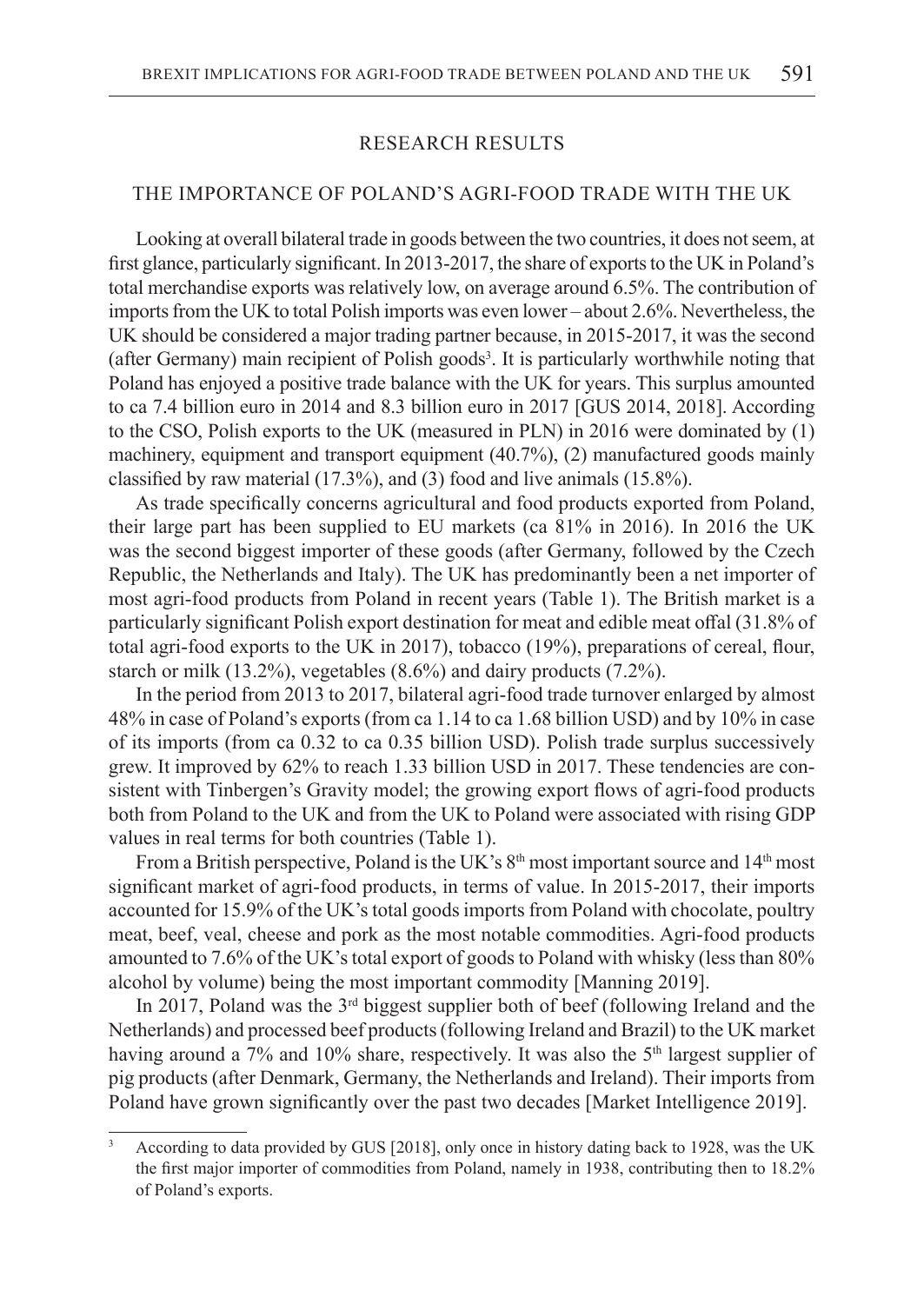## RESEARCH RESULTS

### THE IMPORTANCE OF POLAND'S AGRI-FOOD TRADE WITH THE UK

Looking at overall bilateral trade in goods between the two countries, it does not seem, at first glance, particularly significant. In 2013-2017, the share of exports to the UK in Poland's total merchandise exports was relatively low, on average around 6.5%. The contribution of imports from the UK to total Polish imports was even lower – about 2.6%. Nevertheless, the UK should be considered a major trading partner because, in 2015-2017, it was the second (after Germany) main recipient of Polish goods[3]. It is particularly worthwhile noting that Poland has enjoyed a positive trade balance with the UK for years. This surplus amounted to ca 7.4 billion euro in 2014 and 8.3 billion euro in 2017 [GUS 2014, 2018]. According to the CSO, Polish exports to the UK (measured in PLN) in 2016 were dominated by (1) machinery, equipment and transport equipment (40.7%), (2) manufactured goods mainly classified by raw material (17.3%), and (3) food and live animals (15.8%).

As trade specifically concerns agricultural and food products exported from Poland, their large part has been supplied to EU markets (ca 81% in 2016). In 2016 the UK was the second biggest importer of these goods (after Germany, followed by the Czech Republic, the Netherlands and Italy). The UK has predominantly been a net importer of most agri-food products from Poland in recent years (Table 1). The British market is a particularly significant Polish export destination for meat and edible meat offal (31.8% of total agri-food exports to the UK in 2017), tobacco (19%), preparations of cereal, flour, starch or milk (13.2%), vegetables (8.6%) and dairy products (7.2%).

In the period from 2013 to 2017, bilateral agri-food trade turnover enlarged by almost 48% in case of Poland's exports (from ca 1.14 to ca 1.68 billion USD) and by 10% in case of its imports (from ca 0.32 to ca 0.35 billion USD). Polish trade surplus successively grew. It improved by 62% to reach 1.33 billion USD in 2017. These tendencies are consistent with Tinbergen's Gravity model; the growing export flows of agri-food products both from Poland to the UK and from the UK to Poland were associated with rising GDP values in real terms for both countries (Table 1).

From a British perspective, Poland is the UK's 8th most important source and 14th most significant market of agri-food products, in terms of value. In 2015-2017, their imports accounted for 15.9% of the UK's total goods imports from Poland with chocolate, poultry meat, beef, veal, cheese and pork as the most notable commodities. Agri-food products amounted to 7.6% of the UK's total export of goods to Poland with whisky (less than 80% alcohol by volume) being the most important commodity [Manning 2019].

In 2017, Poland was the 3rd biggest supplier both of beef (following Ireland and the Netherlands) and processed beef products (following Ireland and Brazil) to the UK market having around a 7% and 10% share, respectively. It was also the 5th largest supplier of pig products (after Denmark, Germany, the Netherlands and Ireland). Their imports from Poland have grown significantly over the past two decades [Market Intelligence 2019].

---

[3] According to data provided by GUS [2018], only once in history dating back to 1928, was the UK the first major importer of commodities from Poland, namely in 1938, contributing then to 18.2% of Poland's exports.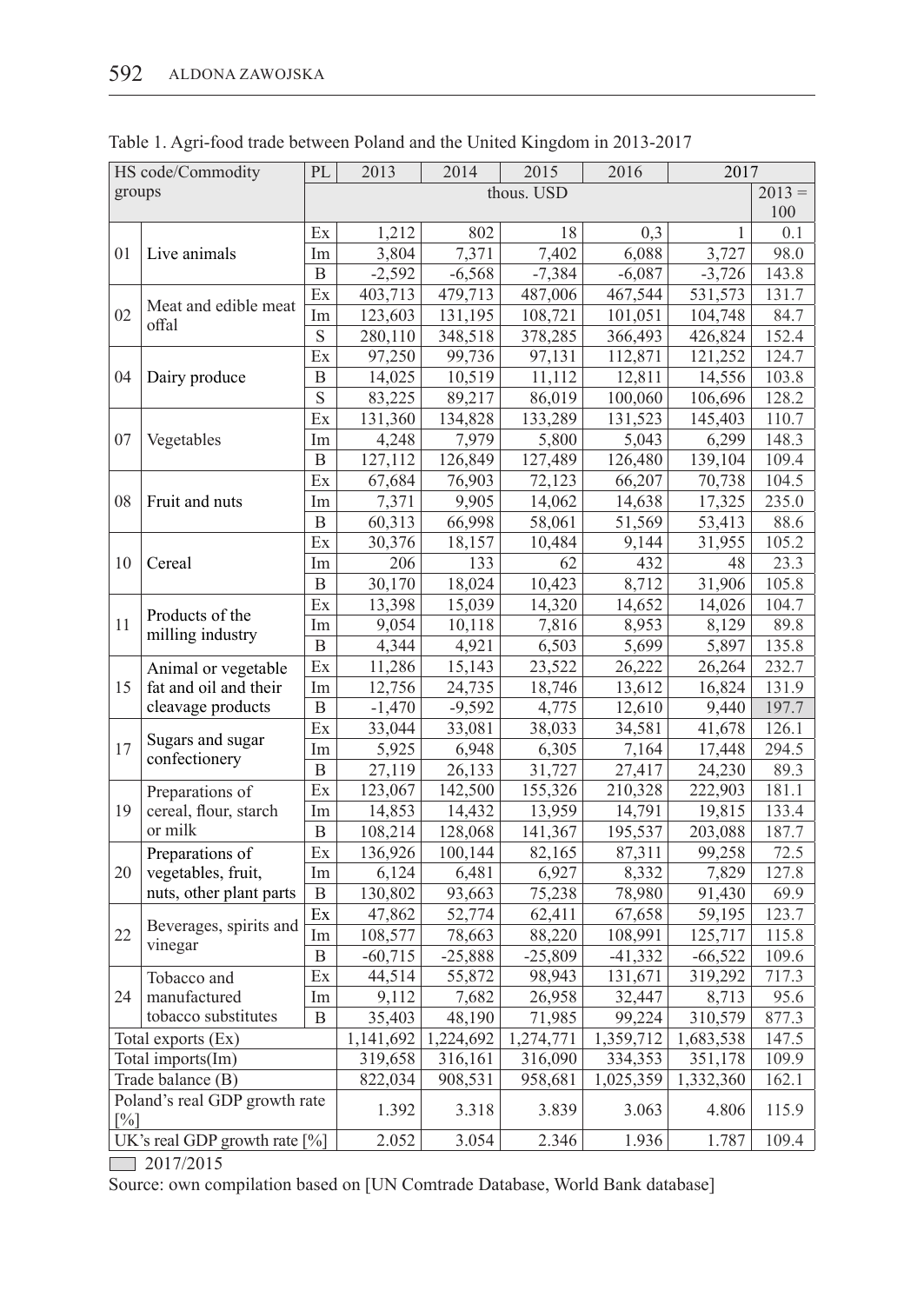Table 1. Agri-food trade between Poland and the United Kingdom in 2013-2017

| HS code/Commodity groups | | PL | 2013 | 2014 | 2015 | 2016 | 2017 | |
|---|---|---|---|---|---|---|---|---|
| | | | thous. USD | | | | | 2013 = 100 |
| 01 | Live animals | Ex | 1,212 | 802 | 18 | 0,3 | 1 | 0.1 |
| | | Im | 3,804 | 7,371 | 7,402 | 6,088 | 3,727 | 98.0 |
| | | B | -2,592 | -6,568 | -7,384 | -6,087 | -3,726 | 143.8 |
| 02 | Meat and edible meat offal | Ex | 403,713 | 479,713 | 487,006 | 467,544 | 531,573 | 131.7 |
| | | Im | 123,603 | 131,195 | 108,721 | 101,051 | 104,748 | 84.7 |
| | | S | 280,110 | 348,518 | 378,285 | 366,493 | 426,824 | 152.4 |
| 04 | Dairy produce | Ex | 97,250 | 99,736 | 97,131 | 112,871 | 121,252 | 124.7 |
| | | B | 14,025 | 10,519 | 11,112 | 12,811 | 14,556 | 103.8 |
| | | S | 83,225 | 89,217 | 86,019 | 100,060 | 106,696 | 128.2 |
| 07 | Vegetables | Ex | 131,360 | 134,828 | 133,289 | 131,523 | 145,403 | 110.7 |
| | | Im | 4,248 | 7,979 | 5,800 | 5,043 | 6,299 | 148.3 |
| | | B | 127,112 | 126,849 | 127,489 | 126,480 | 139,104 | 109.4 |
| 08 | Fruit and nuts | Ex | 67,684 | 76,903 | 72,123 | 66,207 | 70,738 | 104.5 |
| | | Im | 7,371 | 9,905 | 14,062 | 14,638 | 17,325 | 235.0 |
| | | B | 60,313 | 66,998 | 58,061 | 51,569 | 53,413 | 88.6 |
| 10 | Cereal | Ex | 30,376 | 18,157 | 10,484 | 9,144 | 31,955 | 105.2 |
| | | Im | 206 | 133 | 62 | 432 | 48 | 23.3 |
| | | B | 30,170 | 18,024 | 10,423 | 8,712 | 31,906 | 105.8 |
| 11 | Products of the milling industry | Ex | 13,398 | 15,039 | 14,320 | 14,652 | 14,026 | 104.7 |
| | | Im | 9,054 | 10,118 | 7,816 | 8,953 | 8,129 | 89.8 |
| | | B | 4,344 | 4,921 | 6,503 | 5,699 | 5,897 | 135.8 |
| 15 | Animal or vegetable fat and oil and their cleavage products | Ex | 11,286 | 15,143 | 23,522 | 26,222 | 26,264 | 232.7 |
| | | Im | 12,756 | 24,735 | 18,746 | 13,612 | 16,824 | 131.9 |
| | | B | -1,470 | -9,592 | 4,775 | 12,610 | 9,440 | 197.7 |
| 17 | Sugars and sugar confectionery | Ex | 33,044 | 33,081 | 38,033 | 34,581 | 41,678 | 126.1 |
| | | Im | 5,925 | 6,948 | 6,305 | 7,164 | 17,448 | 294.5 |
| | | B | 27,119 | 26,133 | 31,727 | 27,417 | 24,230 | 89.3 |
| 19 | Preparations of cereal, flour, starch or milk | Ex | 123,067 | 142,500 | 155,326 | 210,328 | 222,903 | 181.1 |
| | | Im | 14,853 | 14,432 | 13,959 | 14,791 | 19,815 | 133.4 |
| | | B | 108,214 | 128,068 | 141,367 | 195,537 | 203,088 | 187.7 |
| 20 | Preparations of vegetables, fruit, nuts, other plant parts | Ex | 136,926 | 100,144 | 82,165 | 87,311 | 99,258 | 72.5 |
| | | Im | 6,124 | 6,481 | 6,927 | 8,332 | 7,829 | 127.8 |
| | | B | 130,802 | 93,663 | 75,238 | 78,980 | 91,430 | 69.9 |
| 22 | Beverages, spirits and vinegar | Ex | 47,862 | 52,774 | 62,411 | 67,658 | 59,195 | 123.7 |
| | | Im | 108,577 | 78,663 | 88,220 | 108,991 | 125,717 | 115.8 |
| | | B | -60,715 | -25,888 | -25,809 | -41,332 | -66,522 | 109.6 |
| 24 | Tobacco and manufactured tobacco substitutes | Ex | 44,514 | 55,872 | 98,943 | 131,671 | 319,292 | 717.3 |
| | | Im | 9,112 | 7,682 | 26,958 | 32,447 | 8,713 | 95.6 |
| | | B | 35,403 | 48,190 | 71,985 | 99,224 | 310,579 | 877.3 |
| Total exports (Ex) | | | 1,141,692 | 1,224,692 | 1,274,771 | 1,359,712 | 1,683,538 | 147.5 |
| Total imports(Im) | | | 319,658 | 316,161 | 316,090 | 334,353 | 351,178 | 109.9 |
| Trade balance (B) | | | 822,034 | 908,531 | 958,681 | 1,025,359 | 1,332,360 | 162.1 |
| Poland's real GDP growth rate [%] | | | 1.392 | 3.318 | 3.839 | 3.063 | 4.806 | 115.9 |
| UK's real GDP growth rate [%] | | | 2.052 | 3.054 | 2.346 | 1.936 | 1.787 | 109.4 |

▭ 2017/2015

Source: own compilation based on [UN Comtrade Database, World Bank database]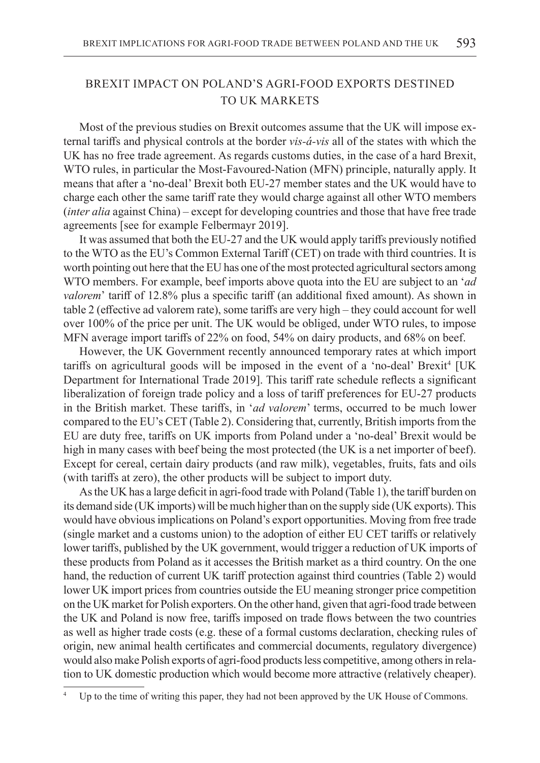## BREXIT IMPACT ON POLAND'S AGRI-FOOD EXPORTS DESTINED TO UK MARKETS

Most of the previous studies on Brexit outcomes assume that the UK will impose external tariffs and physical controls at the border *vis-á-vis* all of the states with which the UK has no free trade agreement. As regards customs duties, in the case of a hard Brexit, WTO rules, in particular the Most-Favoured-Nation (MFN) principle, naturally apply. It means that after a 'no-deal' Brexit both EU-27 member states and the UK would have to charge each other the same tariff rate they would charge against all other WTO members (*inter alia* against China) – except for developing countries and those that have free trade agreements [see for example Felbermayr 2019].

It was assumed that both the EU-27 and the UK would apply tariffs previously notified to the WTO as the EU's Common External Tariff (CET) on trade with third countries. It is worth pointing out here that the EU has one of the most protected agricultural sectors among WTO members. For example, beef imports above quota into the EU are subject to an '*ad valorem*' tariff of 12.8% plus a specific tariff (an additional fixed amount). As shown in table 2 (effective ad valorem rate), some tariffs are very high – they could account for well over 100% of the price per unit. The UK would be obliged, under WTO rules, to impose MFN average import tariffs of 22% on food, 54% on dairy products, and 68% on beef.

However, the UK Government recently announced temporary rates at which import tariffs on agricultural goods will be imposed in the event of a 'no-deal' Brexit[4] [UK Department for International Trade 2019]. This tariff rate schedule reflects a significant liberalization of foreign trade policy and a loss of tariff preferences for EU-27 products in the British market. These tariffs, in '*ad valorem*' terms, occurred to be much lower compared to the EU's CET (Table 2). Considering that, currently, British imports from the EU are duty free, tariffs on UK imports from Poland under a 'no-deal' Brexit would be high in many cases with beef being the most protected (the UK is a net importer of beef). Except for cereal, certain dairy products (and raw milk), vegetables, fruits, fats and oils (with tariffs at zero), the other products will be subject to import duty.

As the UK has a large deficit in agri-food trade with Poland (Table 1), the tariff burden on its demand side (UK imports) will be much higher than on the supply side (UK exports). This would have obvious implications on Poland's export opportunities. Moving from free trade (single market and a customs union) to the adoption of either EU CET tariffs or relatively lower tariffs, published by the UK government, would trigger a reduction of UK imports of these products from Poland as it accesses the British market as a third country. On the one hand, the reduction of current UK tariff protection against third countries (Table 2) would lower UK import prices from countries outside the EU meaning stronger price competition on the UK market for Polish exporters. On the other hand, given that agri-food trade between the UK and Poland is now free, tariffs imposed on trade flows between the two countries as well as higher trade costs (e.g. these of a formal customs declaration, checking rules of origin, new animal health certificates and commercial documents, regulatory divergence) would also make Polish exports of agri-food products less competitive, among others in relation to UK domestic production which would become more attractive (relatively cheaper).

[4] Up to the time of writing this paper, they had not been approved by the UK House of Commons.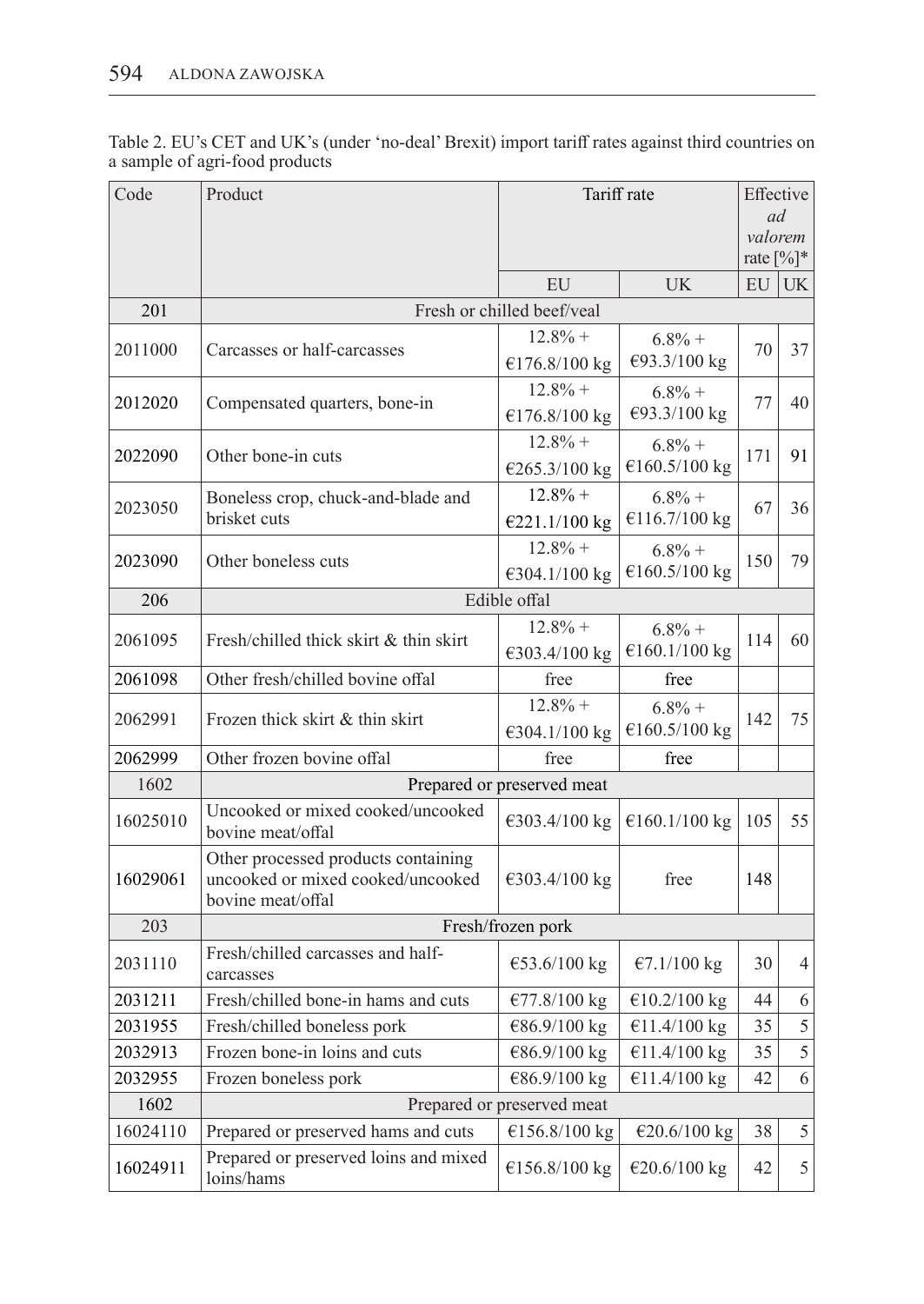Table 2. EU's CET and UK's (under 'no-deal' Brexit) import tariff rates against third countries on a sample of agri-food products

| Code | Product | Tariff rate | | Effective *ad valorem* rate [%]* | |
|---|---|---|---|---|---|
| | | EU | UK | EU | UK |
| 201 | Fresh or chilled beef/veal | | | | |
| 2011000 | Carcasses or half-carcasses | 12.8% + €176.8/100 kg | 6.8% + €93.3/100 kg | 70 | 37 |
| 2012020 | Compensated quarters, bone-in | 12.8% + €176.8/100 kg | 6.8% + €93.3/100 kg | 77 | 40 |
| 2022090 | Other bone-in cuts | 12.8% + €265.3/100 kg | 6.8% + €160.5/100 kg | 171 | 91 |
| 2023050 | Boneless crop, chuck-and-blade and brisket cuts | 12.8% + €221.1/100 kg | 6.8% + €116.7/100 kg | 67 | 36 |
| 2023090 | Other boneless cuts | 12.8% + €304.1/100 kg | 6.8% + €160.5/100 kg | 150 | 79 |
| 206 | Edible offal | | | | |
| 2061095 | Fresh/chilled thick skirt & thin skirt | 12.8% + €303.4/100 kg | 6.8% + €160.1/100 kg | 114 | 60 |
| 2061098 | Other fresh/chilled bovine offal | free | free | | |
| 2062991 | Frozen thick skirt & thin skirt | 12.8% + €304.1/100 kg | 6.8% + €160.5/100 kg | 142 | 75 |
| 2062999 | Other frozen bovine offal | free | free | | |
| 1602 | Prepared or preserved meat | | | | |
| 16025010 | Uncooked or mixed cooked/uncooked bovine meat/offal | €303.4/100 kg | €160.1/100 kg | 105 | 55 |
| 16029061 | Other processed products containing uncooked or mixed cooked/uncooked bovine meat/offal | €303.4/100 kg | free | 148 | |
| 203 | Fresh/frozen pork | | | | |
| 2031110 | Fresh/chilled carcasses and half-carcasses | €53.6/100 kg | €7.1/100 kg | 30 | 4 |
| 2031211 | Fresh/chilled bone-in hams and cuts | €77.8/100 kg | €10.2/100 kg | 44 | 6 |
| 2031955 | Fresh/chilled boneless pork | €86.9/100 kg | €11.4/100 kg | 35 | 5 |
| 2032913 | Frozen bone-in loins and cuts | €86.9/100 kg | €11.4/100 kg | 35 | 5 |
| 2032955 | Frozen boneless pork | €86.9/100 kg | €11.4/100 kg | 42 | 6 |
| 1602 | Prepared or preserved meat | | | | |
| 16024110 | Prepared or preserved hams and cuts | €156.8/100 kg | €20.6/100 kg | 38 | 5 |
| 16024911 | Prepared or preserved loins and mixed loins/hams | €156.8/100 kg | €20.6/100 kg | 42 | 5 |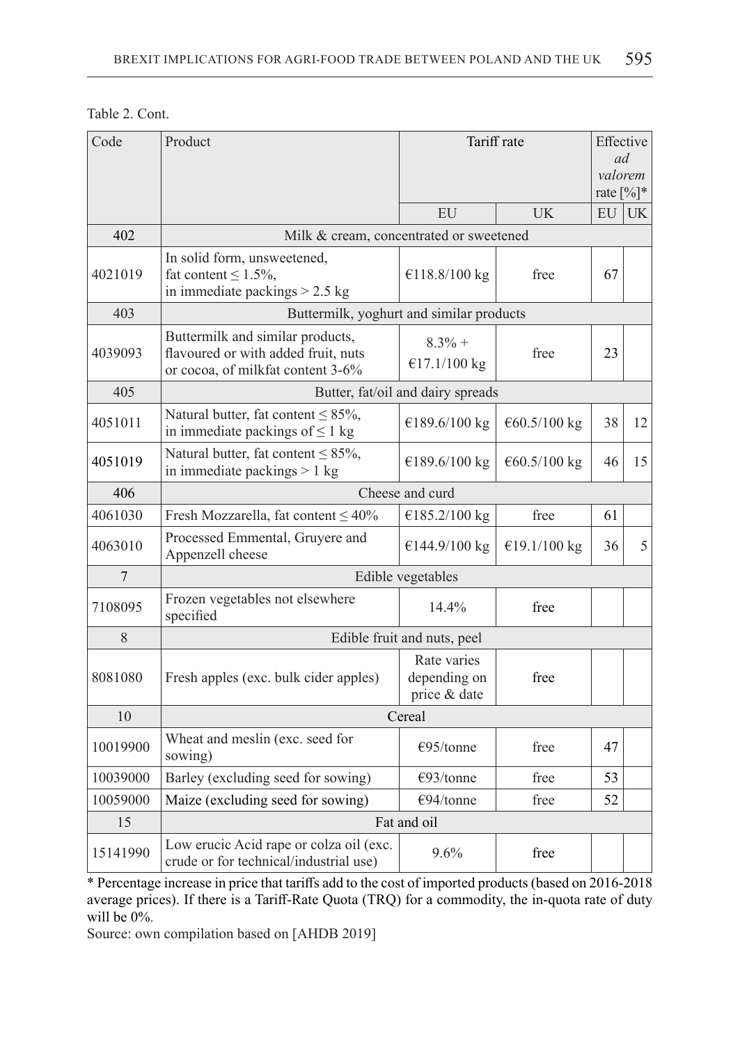Table 2. Cont.

| Code | Product | Tariff rate | | Effective *ad valorem* rate [%]* | |
|---|---|---|---|---|---|
| | | EU | UK | EU | UK |
| 402 | Milk & cream, concentrated or sweetened | | | | |
| 4021019 | In solid form, unsweetened, fat content ≤ 1.5%, in immediate packings > 2.5 kg | €118.8/100 kg | free | 67 | |
| 403 | Buttermilk, yoghurt and similar products | | | | |
| 4039093 | Buttermilk and similar products, flavoured or with added fruit, nuts or cocoa, of milkfat content 3-6% | 8.3% + €17.1/100 kg | free | 23 | |
| 405 | Butter, fat/oil and dairy spreads | | | | |
| 4051011 | Natural butter, fat content ≤ 85%, in immediate packings of ≤ 1 kg | €189.6/100 kg | €60.5/100 kg | 38 | 12 |
| 4051019 | Natural butter, fat content ≤ 85%, in immediate packings > 1 kg | €189.6/100 kg | €60.5/100 kg | 46 | 15 |
| 406 | Cheese and curd | | | | |
| 4061030 | Fresh Mozzarella, fat content ≤ 40% | €185.2/100 kg | free | 61 | |
| 4063010 | Processed Emmental, Gruyere and Appenzell cheese | €144.9/100 kg | €19.1/100 kg | 36 | 5 |
| 7 | Edible vegetables | | | | |
| 7108095 | Frozen vegetables not elsewhere specified | 14.4% | free | | |
| 8 | Edible fruit and nuts, peel | | | | |
| 8081080 | Fresh apples (exc. bulk cider apples) | Rate varies depending on price & date | free | | |
| 10 | Cereal | | | | |
| 10019900 | Wheat and meslin (exc. seed for sowing) | €95/tonne | free | 47 | |
| 10039000 | Barley (excluding seed for sowing) | €93/tonne | free | 53 | |
| 10059000 | Maize (excluding seed for sowing) | €94/tonne | free | 52 | |
| 15 | Fat and oil | | | | |
| 15141990 | Low erucic Acid rape or colza oil (exc. crude or for technical/industrial use) | 9.6% | free | | |

* Percentage increase in price that tariffs add to the cost of imported products (based on 2016-2018 average prices). If there is a Tariff-Rate Quota (TRQ) for a commodity, the in-quota rate of duty will be 0%.

Source: own compilation based on [AHDB 2019]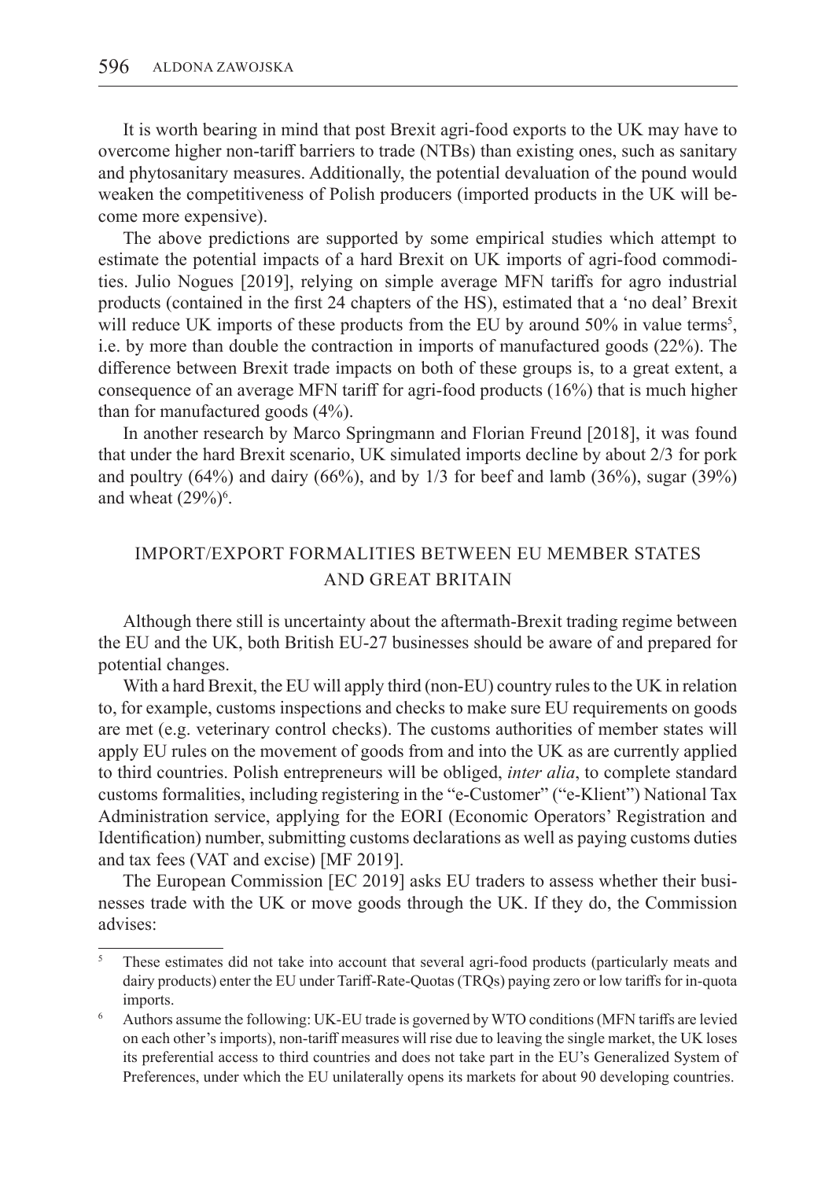It is worth bearing in mind that post Brexit agri-food exports to the UK may have to overcome higher non-tariff barriers to trade (NTBs) than existing ones, such as sanitary and phytosanitary measures. Additionally, the potential devaluation of the pound would weaken the competitiveness of Polish producers (imported products in the UK will become more expensive).

The above predictions are supported by some empirical studies which attempt to estimate the potential impacts of a hard Brexit on UK imports of agri-food commodities. Julio Nogues [2019], relying on simple average MFN tariffs for agro industrial products (contained in the first 24 chapters of the HS), estimated that a 'no deal' Brexit will reduce UK imports of these products from the EU by around 50% in value terms[5], i.e. by more than double the contraction in imports of manufactured goods (22%). The difference between Brexit trade impacts on both of these groups is, to a great extent, a consequence of an average MFN tariff for agri-food products (16%) that is much higher than for manufactured goods (4%).

In another research by Marco Springmann and Florian Freund [2018], it was found that under the hard Brexit scenario, UK simulated imports decline by about 2/3 for pork and poultry (64%) and dairy (66%), and by 1/3 for beef and lamb (36%), sugar (39%) and wheat (29%)[6].

## IMPORT/EXPORT FORMALITIES BETWEEN EU MEMBER STATES AND GREAT BRITAIN

Although there still is uncertainty about the aftermath-Brexit trading regime between the EU and the UK, both British EU-27 businesses should be aware of and prepared for potential changes.

With a hard Brexit, the EU will apply third (non-EU) country rules to the UK in relation to, for example, customs inspections and checks to make sure EU requirements on goods are met (e.g. veterinary control checks). The customs authorities of member states will apply EU rules on the movement of goods from and into the UK as are currently applied to third countries. Polish entrepreneurs will be obliged, *inter alia*, to complete standard customs formalities, including registering in the "e-Customer" ("e-Klient") National Tax Administration service, applying for the EORI (Economic Operators' Registration and Identification) number, submitting customs declarations as well as paying customs duties and tax fees (VAT and excise) [MF 2019].

The European Commission [EC 2019] asks EU traders to assess whether their businesses trade with the UK or move goods through the UK. If they do, the Commission advises:

---

[5] These estimates did not take into account that several agri-food products (particularly meats and dairy products) enter the EU under Tariff-Rate-Quotas (TRQs) paying zero or low tariffs for in-quota imports.

[6] Authors assume the following: UK-EU trade is governed by WTO conditions (MFN tariffs are levied on each other's imports), non-tariff measures will rise due to leaving the single market, the UK loses its preferential access to third countries and does not take part in the EU's Generalized System of Preferences, under which the EU unilaterally opens its markets for about 90 developing countries.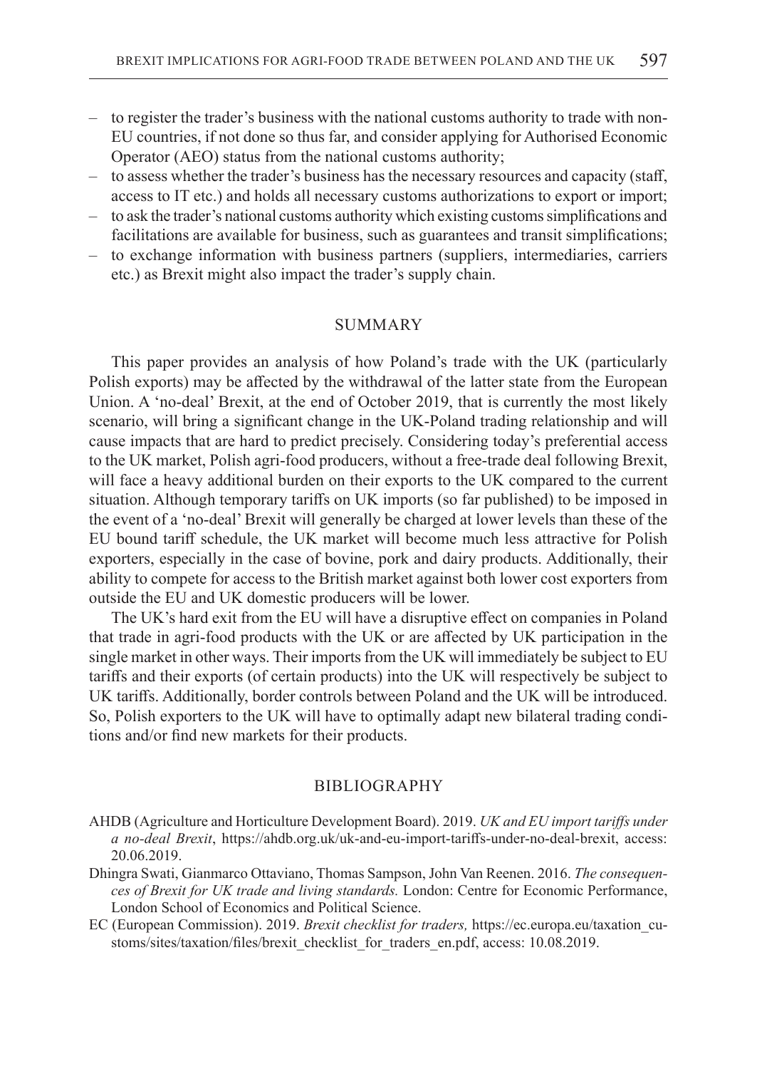- to register the trader's business with the national customs authority to trade with non-EU countries, if not done so thus far, and consider applying for Authorised Economic Operator (AEO) status from the national customs authority;
- to assess whether the trader's business has the necessary resources and capacity (staff, access to IT etc.) and holds all necessary customs authorizations to export or import;
- to ask the trader's national customs authority which existing customs simplifications and facilitations are available for business, such as guarantees and transit simplifications;
- to exchange information with business partners (suppliers, intermediaries, carriers etc.) as Brexit might also impact the trader's supply chain.

## SUMMARY

This paper provides an analysis of how Poland's trade with the UK (particularly Polish exports) may be affected by the withdrawal of the latter state from the European Union. A 'no-deal' Brexit, at the end of October 2019, that is currently the most likely scenario, will bring a significant change in the UK-Poland trading relationship and will cause impacts that are hard to predict precisely. Considering today's preferential access to the UK market, Polish agri-food producers, without a free-trade deal following Brexit, will face a heavy additional burden on their exports to the UK compared to the current situation. Although temporary tariffs on UK imports (so far published) to be imposed in the event of a 'no-deal' Brexit will generally be charged at lower levels than these of the EU bound tariff schedule, the UK market will become much less attractive for Polish exporters, especially in the case of bovine, pork and dairy products. Additionally, their ability to compete for access to the British market against both lower cost exporters from outside the EU and UK domestic producers will be lower.

The UK's hard exit from the EU will have a disruptive effect on companies in Poland that trade in agri-food products with the UK or are affected by UK participation in the single market in other ways. Their imports from the UK will immediately be subject to EU tariffs and their exports (of certain products) into the UK will respectively be subject to UK tariffs. Additionally, border controls between Poland and the UK will be introduced. So, Polish exporters to the UK will have to optimally adapt new bilateral trading conditions and/or find new markets for their products.

## BIBLIOGRAPHY

AHDB (Agriculture and Horticulture Development Board). 2019. *UK and EU import tariffs under a no-deal Brexit*, https://ahdb.org.uk/uk-and-eu-import-tariffs-under-no-deal-brexit, access: 20.06.2019.

Dhingra Swati, Gianmarco Ottaviano, Thomas Sampson, John Van Reenen. 2016. *The consequences of Brexit for UK trade and living standards.* London: Centre for Economic Performance, London School of Economics and Political Science.

EC (European Commission). 2019. *Brexit checklist for traders,* https://ec.europa.eu/taxation_customs/sites/taxation/files/brexit_checklist_for_traders_en.pdf, access: 10.08.2019.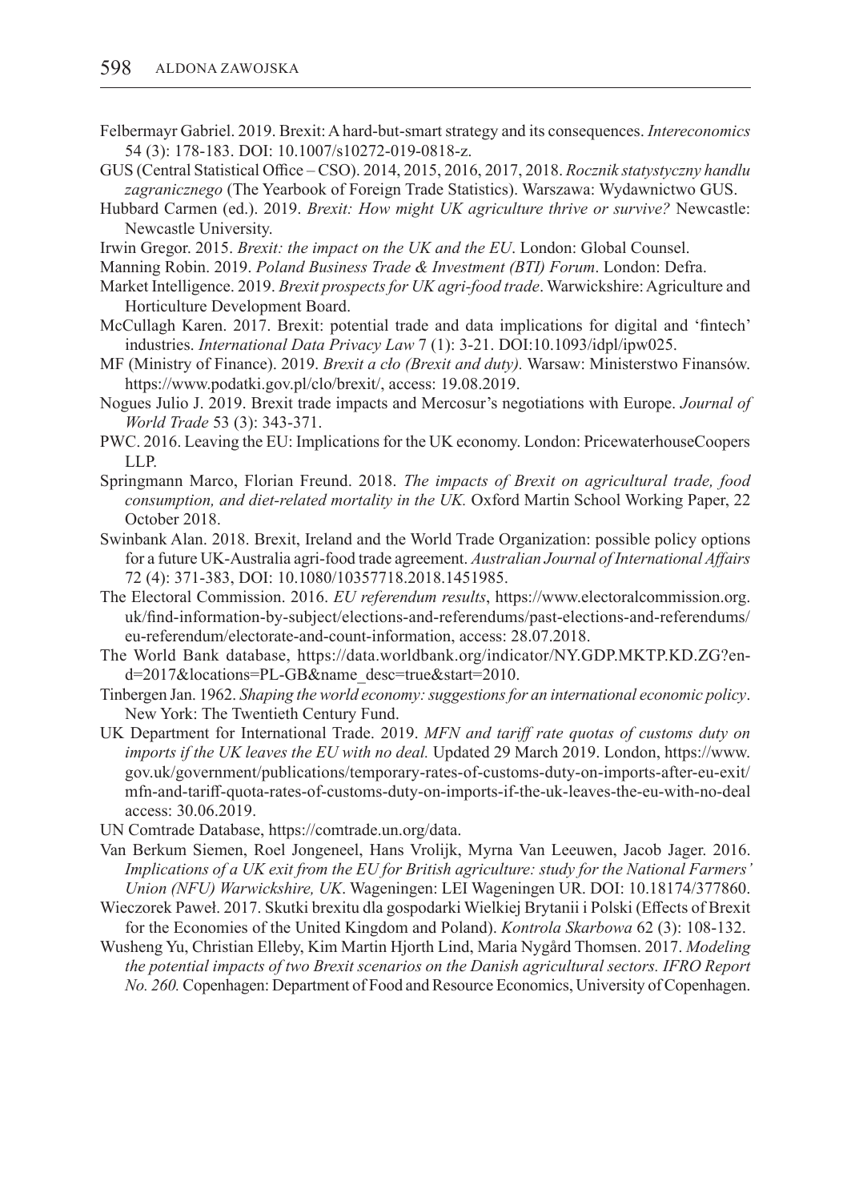Felbermayr Gabriel. 2019. Brexit: A hard-but-smart strategy and its consequences. *Intereconomics* 54 (3): 178-183. DOI: 10.1007/s10272-019-0818-z.

GUS (Central Statistical Office – CSO). 2014, 2015, 2016, 2017, 2018. *Rocznik statystyczny handlu zagranicznego* (The Yearbook of Foreign Trade Statistics). Warszawa: Wydawnictwo GUS.

Hubbard Carmen (ed.). 2019. *Brexit: How might UK agriculture thrive or survive?* Newcastle: Newcastle University.

Irwin Gregor. 2015. *Brexit: the impact on the UK and the EU*. London: Global Counsel.

Manning Robin. 2019. *Poland Business Trade & Investment (BTI) Forum*. London: Defra.

Market Intelligence. 2019. *Brexit prospects for UK agri-food trade*. Warwickshire: Agriculture and Horticulture Development Board.

McCullagh Karen. 2017. Brexit: potential trade and data implications for digital and 'fintech' industries. *International Data Privacy Law* 7 (1): 3-21. DOI:10.1093/idpl/ipw025.

MF (Ministry of Finance). 2019. *Brexit a cło (Brexit and duty).* Warsaw: Ministerstwo Finansów. https://www.podatki.gov.pl/clo/brexit/, access: 19.08.2019.

Nogues Julio J. 2019. Brexit trade impacts and Mercosur's negotiations with Europe. *Journal of World Trade* 53 (3): 343-371.

PWC. 2016. Leaving the EU: Implications for the UK economy. London: PricewaterhouseCoopers LLP.

Springmann Marco, Florian Freund. 2018. *The impacts of Brexit on agricultural trade, food consumption, and diet-related mortality in the UK.* Oxford Martin School Working Paper, 22 October 2018.

Swinbank Alan. 2018. Brexit, Ireland and the World Trade Organization: possible policy options for a future UK-Australia agri-food trade agreement. *Australian Journal of International Affairs* 72 (4): 371-383, DOI: 10.1080/10357718.2018.1451985.

The Electoral Commission. 2016. *EU referendum results*, https://www.electoralcommission.org.uk/find-information-by-subject/elections-and-referendums/past-elections-and-referendums/eu-referendum/electorate-and-count-information, access: 28.07.2018.

The World Bank database, https://data.worldbank.org/indicator/NY.GDP.MKTP.KD.ZG?end=2017&locations=PL-GB&name_desc=true&start=2010.

Tinbergen Jan. 1962. *Shaping the world economy: suggestions for an international economic policy*. New York: The Twentieth Century Fund.

UK Department for International Trade. 2019. *MFN and tariff rate quotas of customs duty on imports if the UK leaves the EU with no deal.* Updated 29 March 2019. London, https://www.gov.uk/government/publications/temporary-rates-of-customs-duty-on-imports-after-eu-exit/mfn-and-tariff-quota-rates-of-customs-duty-on-imports-if-the-uk-leaves-the-eu-with-no-deal access: 30.06.2019.

UN Comtrade Database, https://comtrade.un.org/data.

Van Berkum Siemen, Roel Jongeneel, Hans Vrolijk, Myrna Van Leeuwen, Jacob Jager. 2016. *Implications of a UK exit from the EU for British agriculture: study for the National Farmers' Union (NFU) Warwickshire, UK*. Wageningen: LEI Wageningen UR. DOI: 10.18174/377860.

Wieczorek Paweł. 2017. Skutki brexitu dla gospodarki Wielkiej Brytanii i Polski (Effects of Brexit for the Economies of the United Kingdom and Poland). *Kontrola Skarbowa* 62 (3): 108-132.

Wusheng Yu, Christian Elleby, Kim Martin Hjorth Lind, Maria Nygård Thomsen. 2017. *Modeling the potential impacts of two Brexit scenarios on the Danish agricultural sectors. IFRO Report No. 260.* Copenhagen: Department of Food and Resource Economics, University of Copenhagen.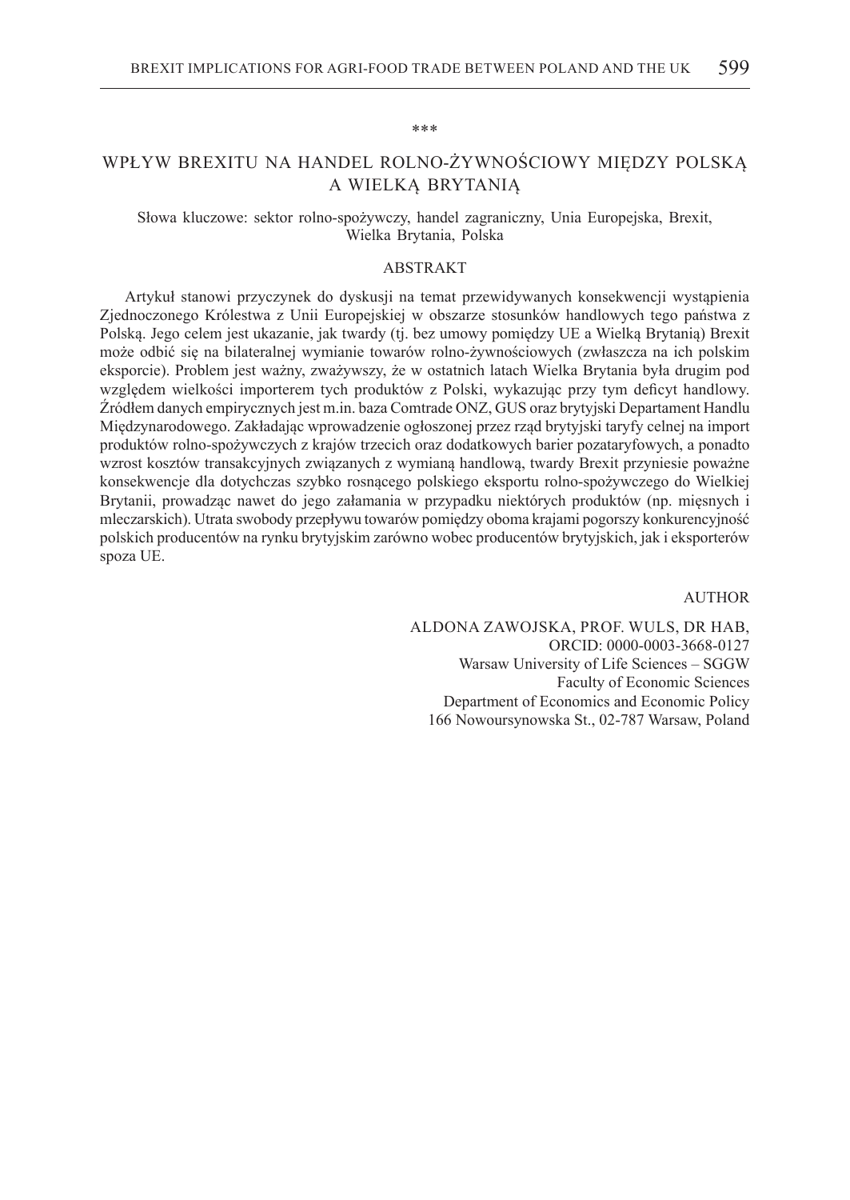\*\*\*

## WPŁYW BREXITU NA HANDEL ROLNO-ŻYWNOŚCIOWY MIĘDZY POLSKĄ A WIELKĄ BRYTANIĄ

Słowa kluczowe: sektor rolno-spożywczy, handel zagraniczny, Unia Europejska, Brexit, Wielka Brytania, Polska

### ABSTRAKT

Artykuł stanowi przyczynek do dyskusji na temat przewidywanych konsekwencji wystąpienia Zjednoczonego Królestwa z Unii Europejskiej w obszarze stosunków handlowych tego państwa z Polską. Jego celem jest ukazanie, jak twardy (tj. bez umowy pomiędzy UE a Wielką Brytanią) Brexit może odbić się na bilateralnej wymianie towarów rolno-żywnościowych (zwłaszcza na ich polskim eksporcie). Problem jest ważny, zważywszy, że w ostatnich latach Wielka Brytania była drugim pod względem wielkości importerem tych produktów z Polski, wykazując przy tym deficyt handlowy. Źródłem danych empirycznych jest m.in. baza Comtrade ONZ, GUS oraz brytyjski Departament Handlu Międzynarodowego. Zakładając wprowadzenie ogłoszonej przez rząd brytyjski taryfy celnej na import produktów rolno-spożywczych z krajów trzecich oraz dodatkowych barier pozataryfowych, a ponadto wzrost kosztów transakcyjnych związanych z wymianą handlową, twardy Brexit przyniesie poważne konsekwencje dla dotychczas szybko rosnącego polskiego eksportu rolno-spożywczego do Wielkiej Brytanii, prowadząc nawet do jego załamania w przypadku niektórych produktów (np. mięsnych i mleczarskich). Utrata swobody przepływu towarów pomiędzy oboma krajami pogorszy konkurencyjność polskich producentów na rynku brytyjskim zarówno wobec producentów brytyjskich, jak i eksporterów spoza UE.

### AUTHOR

ALDONA ZAWOJSKA, PROF. WULS, DR HAB,
ORCID: 0000-0003-3668-0127
Warsaw University of Life Sciences – SGGW
Faculty of Economic Sciences
Department of Economics and Economic Policy
166 Nowoursynowska St., 02-787 Warsaw, Poland